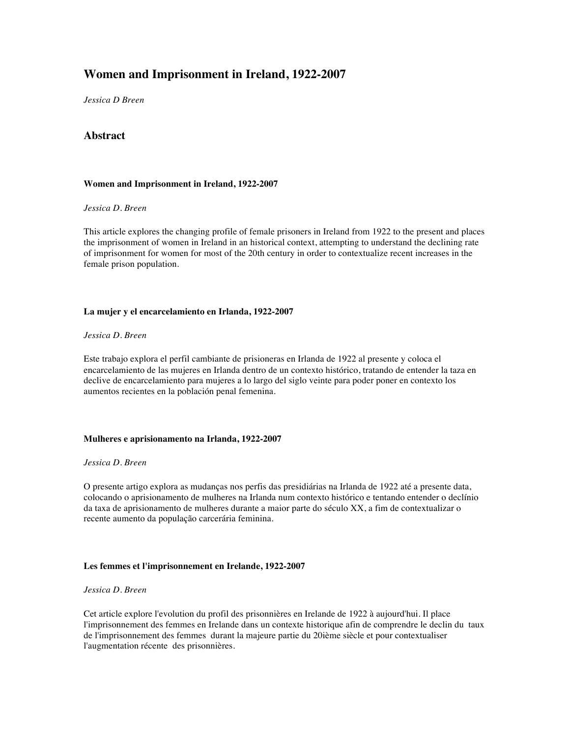# Women and Imprisonment in Ireland, 1922-2007

*Jessica D Breen*

## Abstract

### Women and Imprisonment in Ireland, 1922-2007

*Jessica D. Breen*

This article explores the changing profile of female prisoners in Ireland from 1922 to the present and places the imprisonment of women in Ireland in an historical context, attempting to understand the declining rate of imprisonment for women for most of the 20th century in order to contextualize recent increases in the female prison population.

### La mujer y el encarcelamiento en Irlanda, 1922-2007

*Jessica D. Breen*

Este trabajo explora el perfil cambiante de prisioneras en Irlanda de 1922 al presente y coloca el encarcelamiento de las mujeres en Irlanda dentro de un contexto histórico, tratando de entender la taza en declive de encarcelamiento para mujeres a lo largo del siglo veinte para poder poner en contexto los aumentos recientes en la población penal femenina.

### Mulheres e aprisionamento na Irlanda, 1922-2007

*Jessica D. Breen*

O presente artigo explora as mudanças nos perfis das presidiárias na Irlanda de 1922 até a presente data, colocando o aprisionamento de mulheres na Irlanda num contexto histórico e tentando entender o declínio da taxa de aprisionamento de mulheres durante a maior parte do século XX, a fim de contextualizar o recente aumento da população carcerária feminina.

### Les femmes et l'imprisonnement en Irelande, 1922-2007

*Jessica D. Breen*

Cet article explore l'evolution du profil des prisonnières en Irelande de 1922 à aujourd'hui. Il place l'imprisonnement des femmes en Irelande dans un contexte historique afin de comprendre le declin du taux de l'imprisonnement des femmes durant la majeure partie du 20ième siècle et pour contextualiser l'augmentation récente des prisonnières.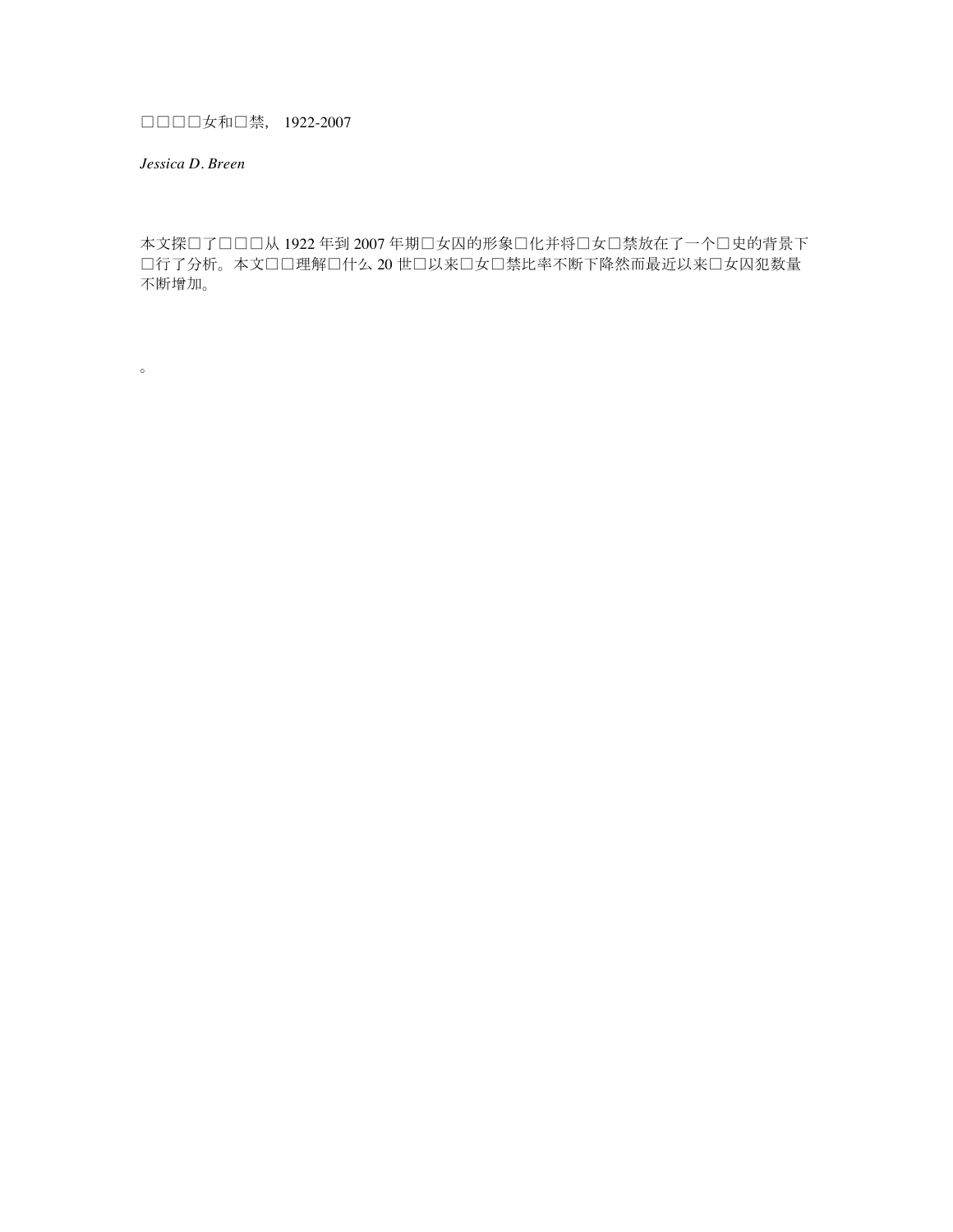□□□□女和□禁，1922-2007

*Jessica D. Breen*

本文探□了□□□从 1922 年到 2007 年期□女囚的形象□化并将□女□禁放在了一个□史的背景下□行了分析。本文□□理解□什么 20 世□以来□女□禁比率不断下降然而最近以来□女囚犯数量不断增加。

。